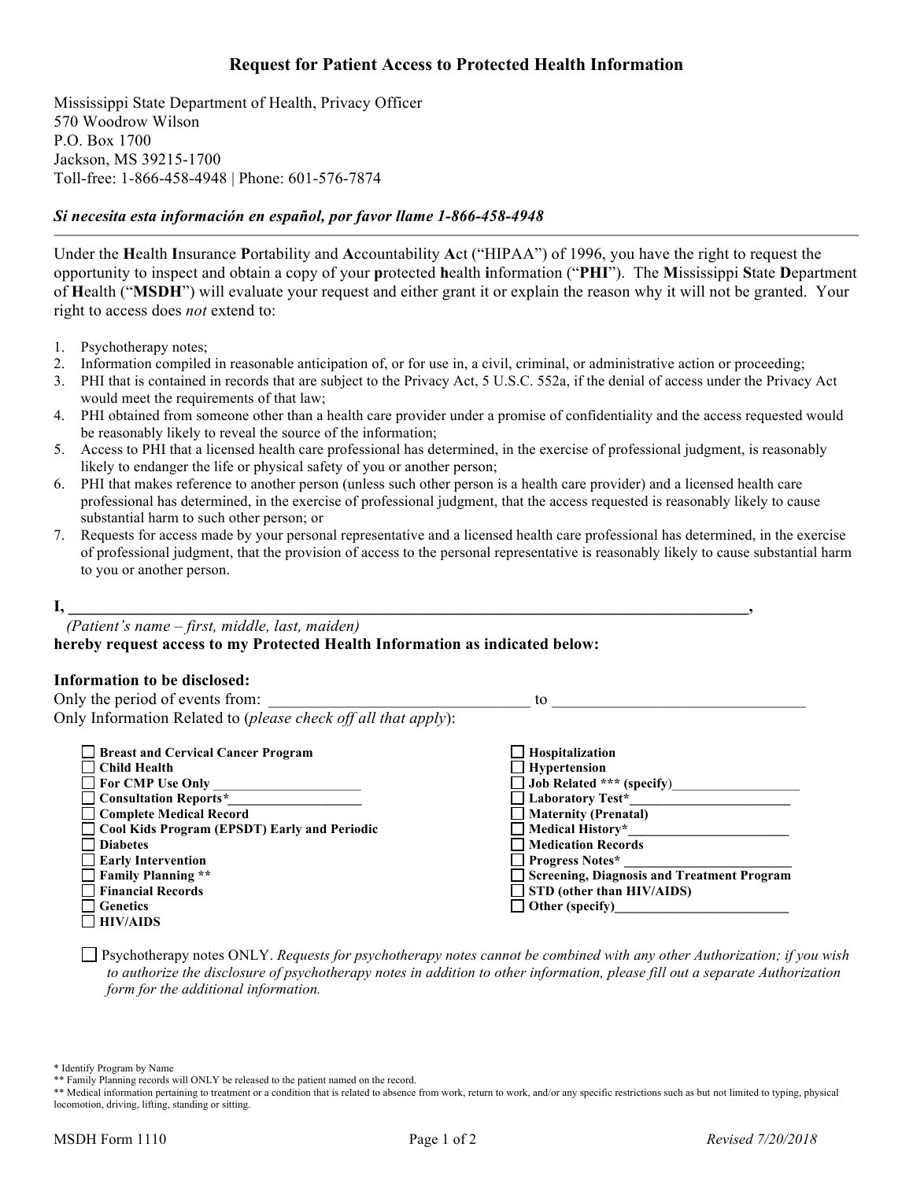# Request for Patient Access to Protected Health Information

Mississippi State Department of Health, Privacy Officer
570 Woodrow Wilson
P.O. Box 1700
Jackson, MS 39215-1700
Toll-free: 1-866-458-4948 | Phone: 601-576-7874

***Si necesita esta información en español, por favor llame 1-866-458-4948***

---

Under the **H**ealth **I**nsurance **P**ortability and **A**ccountability **A**ct ("HIPAA") of 1996, you have the right to request the opportunity to inspect and obtain a copy of your **p**rotected **h**ealth **i**nformation ("**PHI**"). The **M**ississippi **S**tate **D**epartment of **H**ealth ("**MSDH**") will evaluate your request and either grant it or explain the reason why it will not be granted. Your right to access does *not* extend to:

1. Psychotherapy notes;
2. Information compiled in reasonable anticipation of, or for use in, a civil, criminal, or administrative action or proceeding;
3. PHI that is contained in records that are subject to the Privacy Act, 5 U.S.C. 552a, if the denial of access under the Privacy Act would meet the requirements of that law;
4. PHI obtained from someone other than a health care provider under a promise of confidentiality and the access requested would be reasonably likely to reveal the source of the information;
5. Access to PHI that a licensed health care professional has determined, in the exercise of professional judgment, is reasonably likely to endanger the life or physical safety of you or another person;
6. PHI that makes reference to another person (unless such other person is a health care provider) and a licensed health care professional has determined, in the exercise of professional judgment, that the access requested is reasonably likely to cause substantial harm to such other person; or
7. Requests for access made by your personal representative and a licensed health care professional has determined, in the exercise of professional judgment, that the provision of access to the personal representative is reasonably likely to cause substantial harm to you or another person.

**I, \_\_\_\_\_\_\_\_\_\_\_\_\_\_\_\_\_\_\_\_\_\_\_\_\_\_\_\_\_\_\_\_\_\_\_\_\_\_\_\_\_\_\_\_\_\_\_\_\_\_\_\_\_\_\_\_\_\_\_\_\_\_\_\_\_\_,**
*(Patient's name – first, middle, last, maiden)*
**hereby request access to my Protected Health Information as indicated below:**

**Information to be disclosed:**
Only the period of events from: \_\_\_\_\_\_\_\_\_\_\_\_\_\_\_\_\_\_\_\_\_\_\_\_\_\_\_\_\_\_\_\_ to \_\_\_\_\_\_\_\_\_\_\_\_\_\_\_\_\_\_\_\_\_\_\_\_\_\_\_\_\_\_\_\_
Only Information Related to (*please check off all that apply*):

- ☐ **Breast and Cervical Cancer Program**
- ☐ **Child Health**
- ☐ **For CMP Use Only** \_\_\_\_\_\_\_\_\_\_\_\_\_\_\_\_\_\_\_\_\_
- ☐ **Consultation Reports\***\_\_\_\_\_\_\_\_\_\_\_\_\_\_\_\_\_\_\_
- ☐ **Complete Medical Record**
- ☐ **Cool Kids Program (EPSDT) Early and Periodic**
- ☐ **Diabetes**
- ☐ **Early Intervention**
- ☐ **Family Planning \*\***
- ☐ **Financial Records**
- ☐ **Genetics**
- ☐ **HIV/AIDS**
- ☐ **Hospitalization**
- ☐ **Hypertension**
- ☐ **Job Related \*\*\* (specify)**\_\_\_\_\_\_\_\_\_\_\_\_\_\_\_\_\_\_\_
- ☐ **Laboratory Test\***\_\_\_\_\_\_\_\_\_\_\_\_\_\_\_\_\_\_\_\_\_\_\_
- ☐ **Maternity (Prenatal)**
- ☐ **Medical History\***\_\_\_\_\_\_\_\_\_\_\_\_\_\_\_\_\_\_\_\_\_\_\_
- ☐ **Medication Records**
- ☐ **Progress Notes\*** \_\_\_\_\_\_\_\_\_\_\_\_\_\_\_\_\_\_\_\_\_\_\_
- ☐ **Screening, Diagnosis and Treatment Program**
- ☐ **STD (other than HIV/AIDS)**
- ☐ **Other (specify)**\_\_\_\_\_\_\_\_\_\_\_\_\_\_\_\_\_\_\_\_\_\_\_\_\_

☐ Psychotherapy notes ONLY. *Requests for psychotherapy notes cannot be combined with any other Authorization; if you wish to authorize the disclosure of psychotherapy notes in addition to other information, please fill out a separate Authorization form for the additional information.*

\* Identify Program by Name
\*\* Family Planning records will ONLY be released to the patient named on the record.
\*\* Medical information pertaining to treatment or a condition that is related to absence from work, return to work, and/or any specific restrictions such as but not limited to typing, physical locomotion, driving, lifting, standing or sitting.

MSDH Form 1110 *Revised 7/20/2018*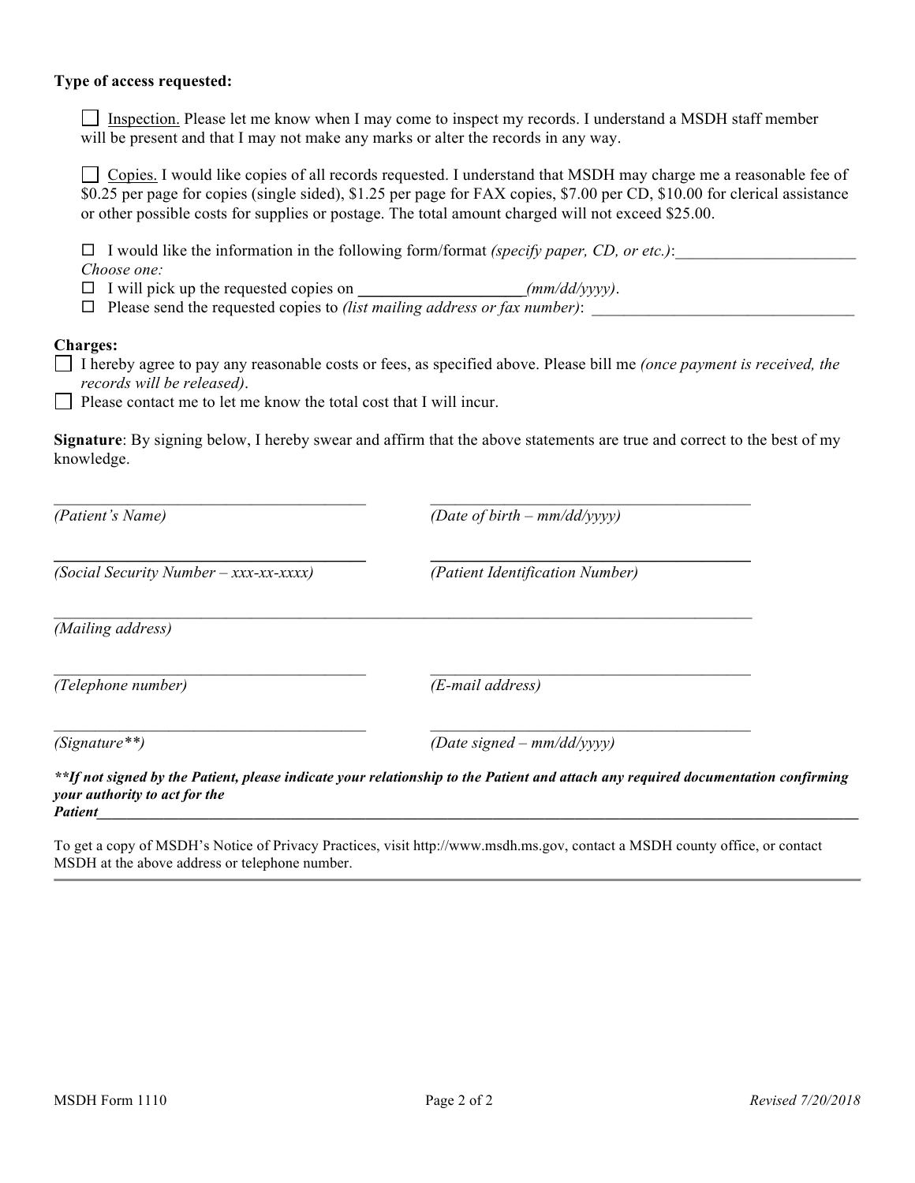**Type of access requested:**

☐ Inspection. Please let me know when I may come to inspect my records. I understand a MSDH staff member will be present and that I may not make any marks or alter the records in any way.

☐ Copies. I would like copies of all records requested. I understand that MSDH may charge me a reasonable fee of $0.25 per page for copies (single sided), $1.25 per page for FAX copies, $7.00 per CD, $10.00 for clerical assistance or other possible costs for supplies or postage. The total amount charged will not exceed $25.00.

☐ I would like the information in the following form/format *(specify paper, CD, or etc.)*:______________________

*Choose one:*

☐ I will pick up the requested copies on ____________________*(mm/dd/yyyy)*.

☐ Please send the requested copies to *(list mailing address or fax number)*: ________________________________

**Charges:**

☐ I hereby agree to pay any reasonable costs or fees, as specified above. Please bill me *(once payment is received, the records will be released)*.

☐ Please contact me to let me know the total cost that I will incur.

**Signature**: By signing below, I hereby swear and affirm that the above statements are true and correct to the best of my knowledge.

_______________________________________ _______________________________________

*(Patient's Name)* *(Date of birth – mm/dd/yyyy)*

_______________________________________ _______________________________________

*(Social Security Number – xxx-xx-xxxx)* *(Patient Identification Number)*

_______________________________________________________________________________

*(Mailing address)*

_______________________________________ _______________________________________

*(Telephone number)* *(E-mail address)*

_______________________________________ _______________________________________

*(Signature**)* *(Date signed – mm/dd/yyyy)*

***\*\*If not signed by the Patient, please indicate your relationship to the Patient and attach any required documentation confirming your authority to act for the Patient*****______________________________________________________________________________**

To get a copy of MSDH's Notice of Privacy Practices, visit http://www.msdh.ms.gov, contact a MSDH county office, or contact MSDH at the above address or telephone number.

MSDH Form 1110 *Revised 7/20/2018*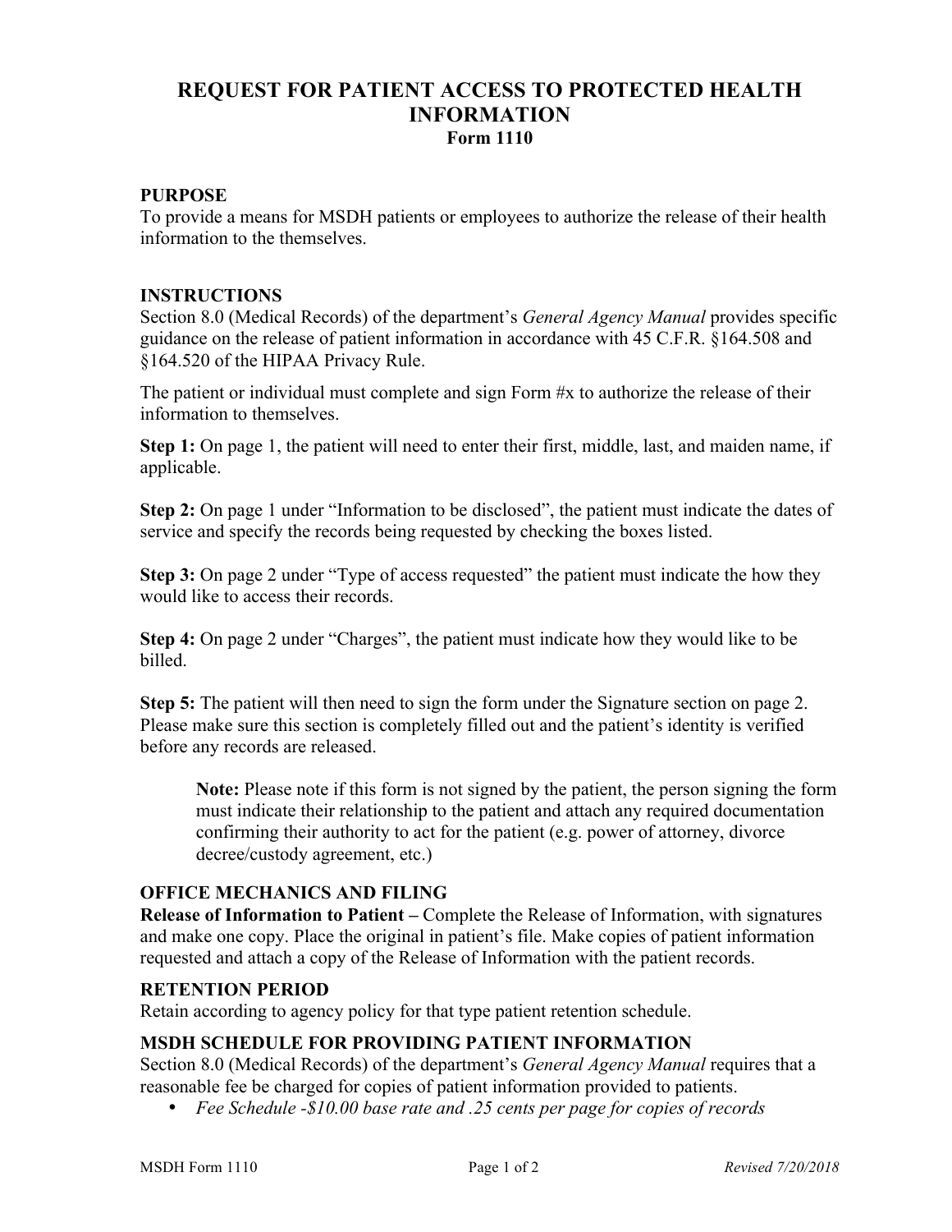# REQUEST FOR PATIENT ACCESS TO PROTECTED HEALTH INFORMATION

### Form 1110

## PURPOSE

To provide a means for MSDH patients or employees to authorize the release of their health information to the themselves.

## INSTRUCTIONS

Section 8.0 (Medical Records) of the department's *General Agency Manual* provides specific guidance on the release of patient information in accordance with 45 C.F.R. §164.508 and §164.520 of the HIPAA Privacy Rule.

The patient or individual must complete and sign Form #x to authorize the release of their information to themselves.

**Step 1:** On page 1, the patient will need to enter their first, middle, last, and maiden name, if applicable.

**Step 2:** On page 1 under "Information to be disclosed", the patient must indicate the dates of service and specify the records being requested by checking the boxes listed.

**Step 3:** On page 2 under "Type of access requested" the patient must indicate the how they would like to access their records.

**Step 4:** On page 2 under "Charges", the patient must indicate how they would like to be billed.

**Step 5:** The patient will then need to sign the form under the Signature section on page 2. Please make sure this section is completely filled out and the patient's identity is verified before any records are released.

> **Note:** Please note if this form is not signed by the patient, the person signing the form must indicate their relationship to the patient and attach any required documentation confirming their authority to act for the patient (e.g. power of attorney, divorce decree/custody agreement, etc.)

## OFFICE MECHANICS AND FILING

**Release of Information to Patient –** Complete the Release of Information, with signatures and make one copy. Place the original in patient's file. Make copies of patient information requested and attach a copy of the Release of Information with the patient records.

## RETENTION PERIOD

Retain according to agency policy for that type patient retention schedule.

## MSDH SCHEDULE FOR PROVIDING PATIENT INFORMATION

Section 8.0 (Medical Records) of the department's *General Agency Manual* requires that a reasonable fee be charged for copies of patient information provided to patients.

- *Fee Schedule -$10.00 base rate and .25 cents per page for copies of records*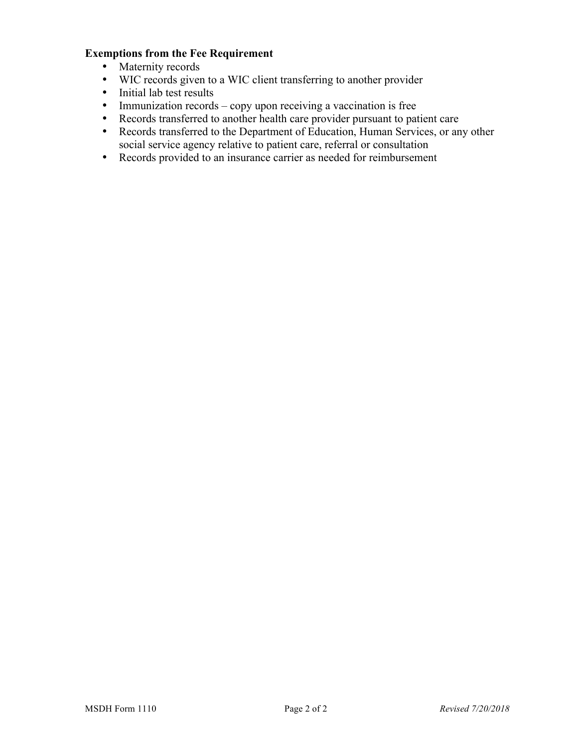**Exemptions from the Fee Requirement**

- Maternity records
- WIC records given to a WIC client transferring to another provider
- Initial lab test results
- Immunization records – copy upon receiving a vaccination is free
- Records transferred to another health care provider pursuant to patient care
- Records transferred to the Department of Education, Human Services, or any other social service agency relative to patient care, referral or consultation
- Records provided to an insurance carrier as needed for reimbursement